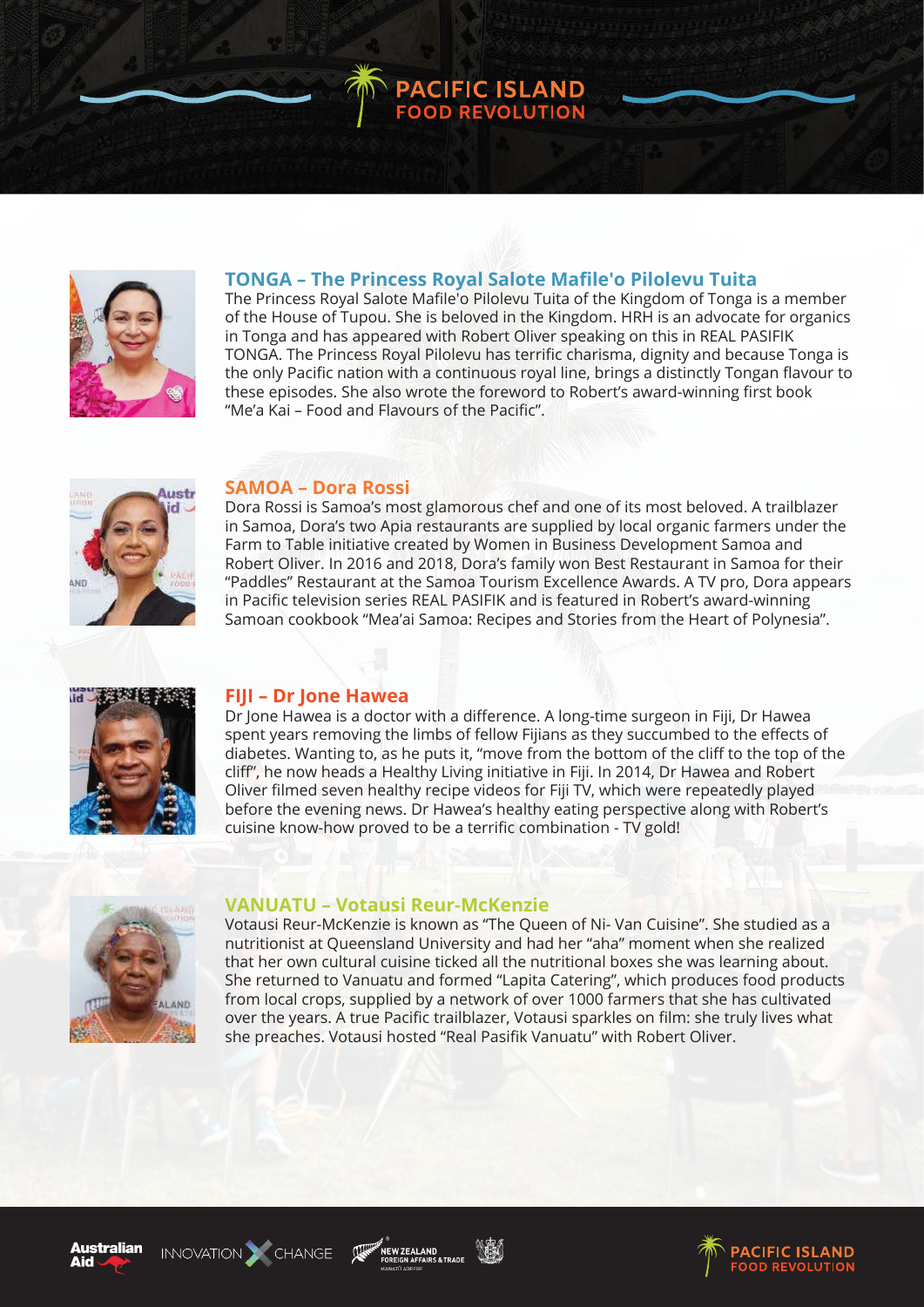# PACIFIC ISLAND FOOD REVOLUTION

## TONGA – The Princess Royal Salote Mafile'o Pilolevu Tuita

The Princess Royal Salote Mafile'o Pilolevu Tuita of the Kingdom of Tonga is a member of the House of Tupou. She is beloved in the Kingdom. HRH is an advocate for organics in Tonga and has appeared with Robert Oliver speaking on this in REAL PASIFIK TONGA. The Princess Royal Pilolevu has terrific charisma, dignity and because Tonga is the only Pacific nation with a continuous royal line, brings a distinctly Tongan flavour to these episodes. She also wrote the foreword to Robert's award-winning first book "Me'a Kai – Food and Flavours of the Pacific".

## SAMOA – Dora Rossi

Dora Rossi is Samoa's most glamorous chef and one of its most beloved. A trailblazer in Samoa, Dora's two Apia restaurants are supplied by local organic farmers under the Farm to Table initiative created by Women in Business Development Samoa and Robert Oliver. In 2016 and 2018, Dora's family won Best Restaurant in Samoa for their "Paddles" Restaurant at the Samoa Tourism Excellence Awards. A TV pro, Dora appears in Pacific television series REAL PASIFIK and is featured in Robert's award-winning Samoan cookbook "Mea'ai Samoa: Recipes and Stories from the Heart of Polynesia".

## FIJI – Dr Jone Hawea

Dr Jone Hawea is a doctor with a difference. A long-time surgeon in Fiji, Dr Hawea spent years removing the limbs of fellow Fijians as they succumbed to the effects of diabetes. Wanting to, as he puts it, "move from the bottom of the cliff to the top of the cliff", he now heads a Healthy Living initiative in Fiji. In 2014, Dr Hawea and Robert Oliver filmed seven healthy recipe videos for Fiji TV, which were repeatedly played before the evening news. Dr Hawea's healthy eating perspective along with Robert's cuisine know-how proved to be a terrific combination - TV gold!

## VANUATU – Votausi Reur-McKenzie

Votausi Reur-McKenzie is known as "The Queen of Ni- Van Cuisine". She studied as a nutritionist at Queensland University and had her "aha" moment when she realized that her own cultural cuisine ticked all the nutritional boxes she was learning about. She returned to Vanuatu and formed "Lapita Catering", which produces food products from local crops, supplied by a network of over 1000 farmers that she has cultivated over the years. A true Pacific trailblazer, Votausi sparkles on film: she truly lives what she preaches. Votausi hosted "Real Pasifik Vanuatu" with Robert Oliver.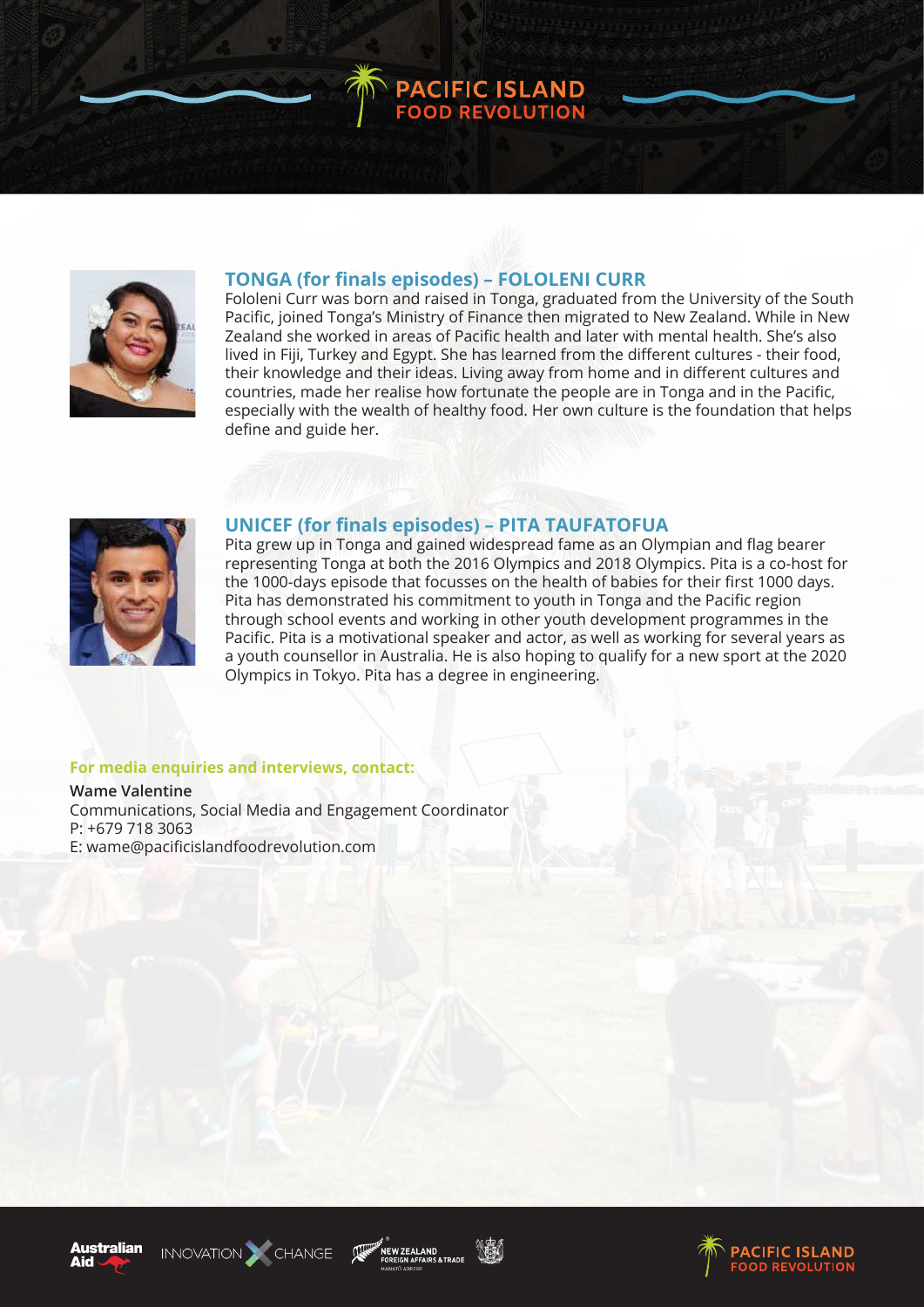### TONGA (for finals episodes) – FOLOLENI CURR

Fololeni Curr was born and raised in Tonga, graduated from the University of the South Pacific, joined Tonga's Ministry of Finance then migrated to New Zealand. While in New Zealand she worked in areas of Pacific health and later with mental health. She's also lived in Fiji, Turkey and Egypt. She has learned from the different cultures - their food, their knowledge and their ideas. Living away from home and in different cultures and countries, made her realise how fortunate the people are in Tonga and in the Pacific, especially with the wealth of healthy food. Her own culture is the foundation that helps define and guide her.

### UNICEF (for finals episodes) – PITA TAUFATOFUA

Pita grew up in Tonga and gained widespread fame as an Olympian and flag bearer representing Tonga at both the 2016 Olympics and 2018 Olympics. Pita is a co-host for the 1000-days episode that focusses on the health of babies for their first 1000 days. Pita has demonstrated his commitment to youth in Tonga and the Pacific region through school events and working in other youth development programmes in the Pacific. Pita is a motivational speaker and actor, as well as working for several years as a youth counsellor in Australia. He is also hoping to qualify for a new sport at the 2020 Olympics in Tokyo. Pita has a degree in engineering.

**For media enquiries and interviews, contact:**

**Wame Valentine**
Communications, Social Media and Engagement Coordinator
P: +679 718 3063
E: wame@pacificislandfoodrevolution.com